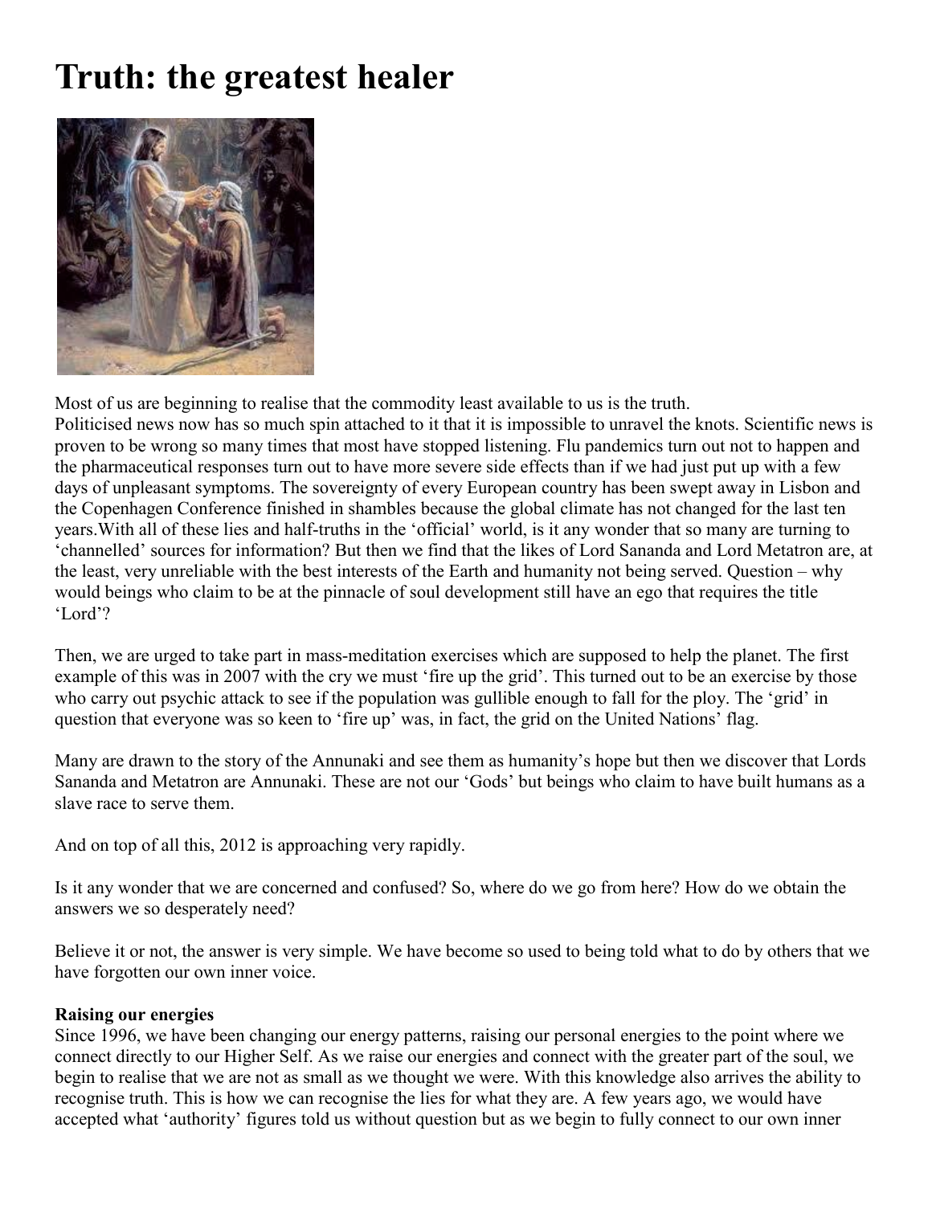# Truth: the greatest healer

Most of us are beginning to realise that the commodity least available to us is the truth.
Politicised news now has so much spin attached to it that it is impossible to unravel the knots. Scientific news is proven to be wrong so many times that most have stopped listening. Flu pandemics turn out not to happen and the pharmaceutical responses turn out to have more severe side effects than if we had just put up with a few days of unpleasant symptoms. The sovereignty of every European country has been swept away in Lisbon and the Copenhagen Conference finished in shambles because the global climate has not changed for the last ten years.With all of these lies and half-truths in the 'official' world, is it any wonder that so many are turning to 'channelled' sources for information? But then we find that the likes of Lord Sananda and Lord Metatron are, at the least, very unreliable with the best interests of the Earth and humanity not being served. Question – why would beings who claim to be at the pinnacle of soul development still have an ego that requires the title 'Lord'?

Then, we are urged to take part in mass-meditation exercises which are supposed to help the planet. The first example of this was in 2007 with the cry we must 'fire up the grid'. This turned out to be an exercise by those who carry out psychic attack to see if the population was gullible enough to fall for the ploy. The 'grid' in question that everyone was so keen to 'fire up' was, in fact, the grid on the United Nations' flag.

Many are drawn to the story of the Annunaki and see them as humanity's hope but then we discover that Lords Sananda and Metatron are Annunaki. These are not our 'Gods' but beings who claim to have built humans as a slave race to serve them.

And on top of all this, 2012 is approaching very rapidly.

Is it any wonder that we are concerned and confused? So, where do we go from here? How do we obtain the answers we so desperately need?

Believe it or not, the answer is very simple. We have become so used to being told what to do by others that we have forgotten our own inner voice.

**Raising our energies**
Since 1996, we have been changing our energy patterns, raising our personal energies to the point where we connect directly to our Higher Self. As we raise our energies and connect with the greater part of the soul, we begin to realise that we are not as small as we thought we were. With this knowledge also arrives the ability to recognise truth. This is how we can recognise the lies for what they are. A few years ago, we would have accepted what 'authority' figures told us without question but as we begin to fully connect to our own inner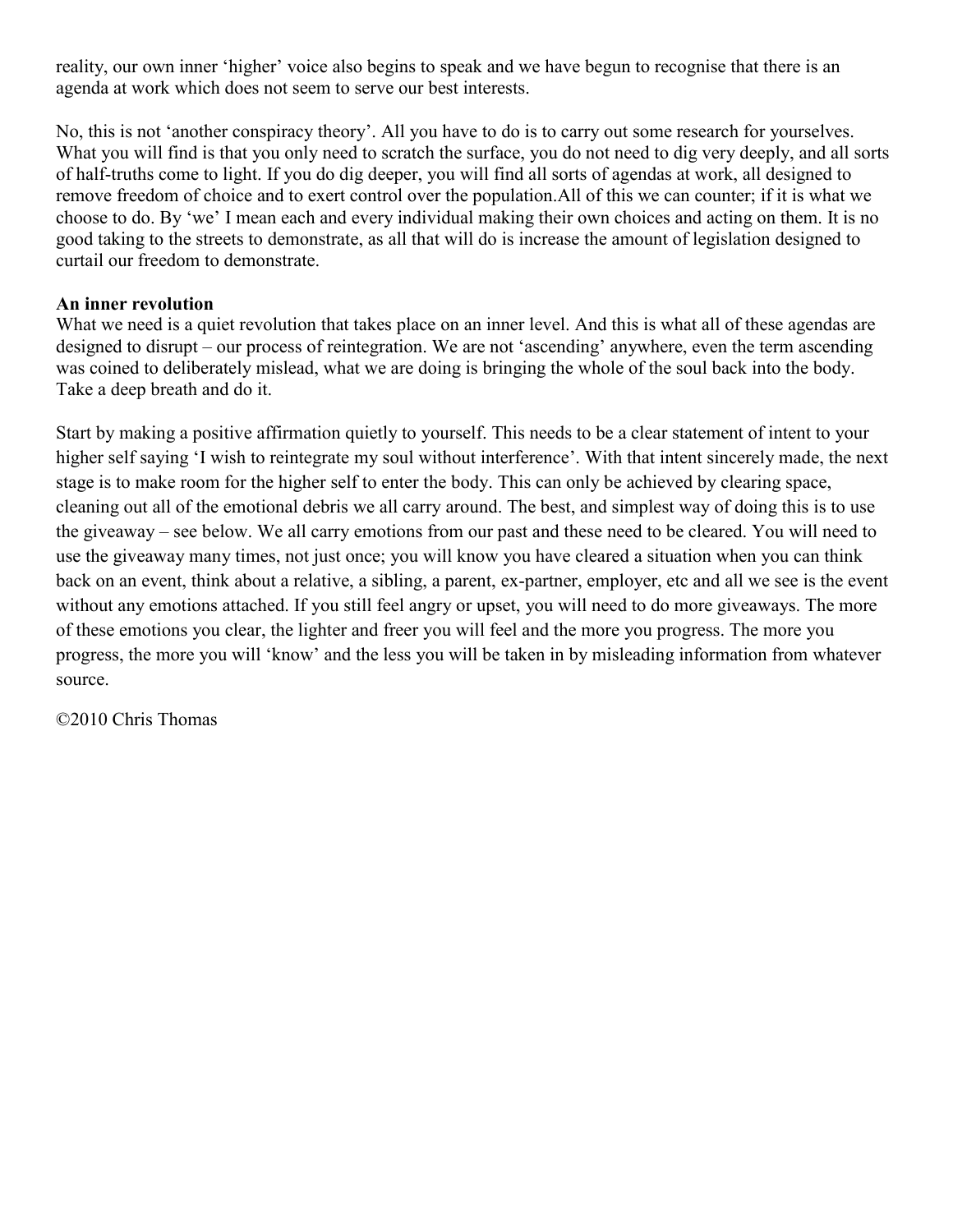reality, our own inner 'higher' voice also begins to speak and we have begun to recognise that there is an agenda at work which does not seem to serve our best interests.

No, this is not 'another conspiracy theory'. All you have to do is to carry out some research for yourselves. What you will find is that you only need to scratch the surface, you do not need to dig very deeply, and all sorts of half-truths come to light. If you do dig deeper, you will find all sorts of agendas at work, all designed to remove freedom of choice and to exert control over the population.All of this we can counter; if it is what we choose to do. By 'we' I mean each and every individual making their own choices and acting on them. It is no good taking to the streets to demonstrate, as all that will do is increase the amount of legislation designed to curtail our freedom to demonstrate.

**An inner revolution**

What we need is a quiet revolution that takes place on an inner level. And this is what all of these agendas are designed to disrupt – our process of reintegration. We are not 'ascending' anywhere, even the term ascending was coined to deliberately mislead, what we are doing is bringing the whole of the soul back into the body. Take a deep breath and do it.

Start by making a positive affirmation quietly to yourself. This needs to be a clear statement of intent to your higher self saying 'I wish to reintegrate my soul without interference'. With that intent sincerely made, the next stage is to make room for the higher self to enter the body. This can only be achieved by clearing space, cleaning out all of the emotional debris we all carry around. The best, and simplest way of doing this is to use the giveaway – see below. We all carry emotions from our past and these need to be cleared. You will need to use the giveaway many times, not just once; you will know you have cleared a situation when you can think back on an event, think about a relative, a sibling, a parent, ex-partner, employer, etc and all we see is the event without any emotions attached. If you still feel angry or upset, you will need to do more giveaways. The more of these emotions you clear, the lighter and freer you will feel and the more you progress. The more you progress, the more you will 'know' and the less you will be taken in by misleading information from whatever source.

©2010 Chris Thomas